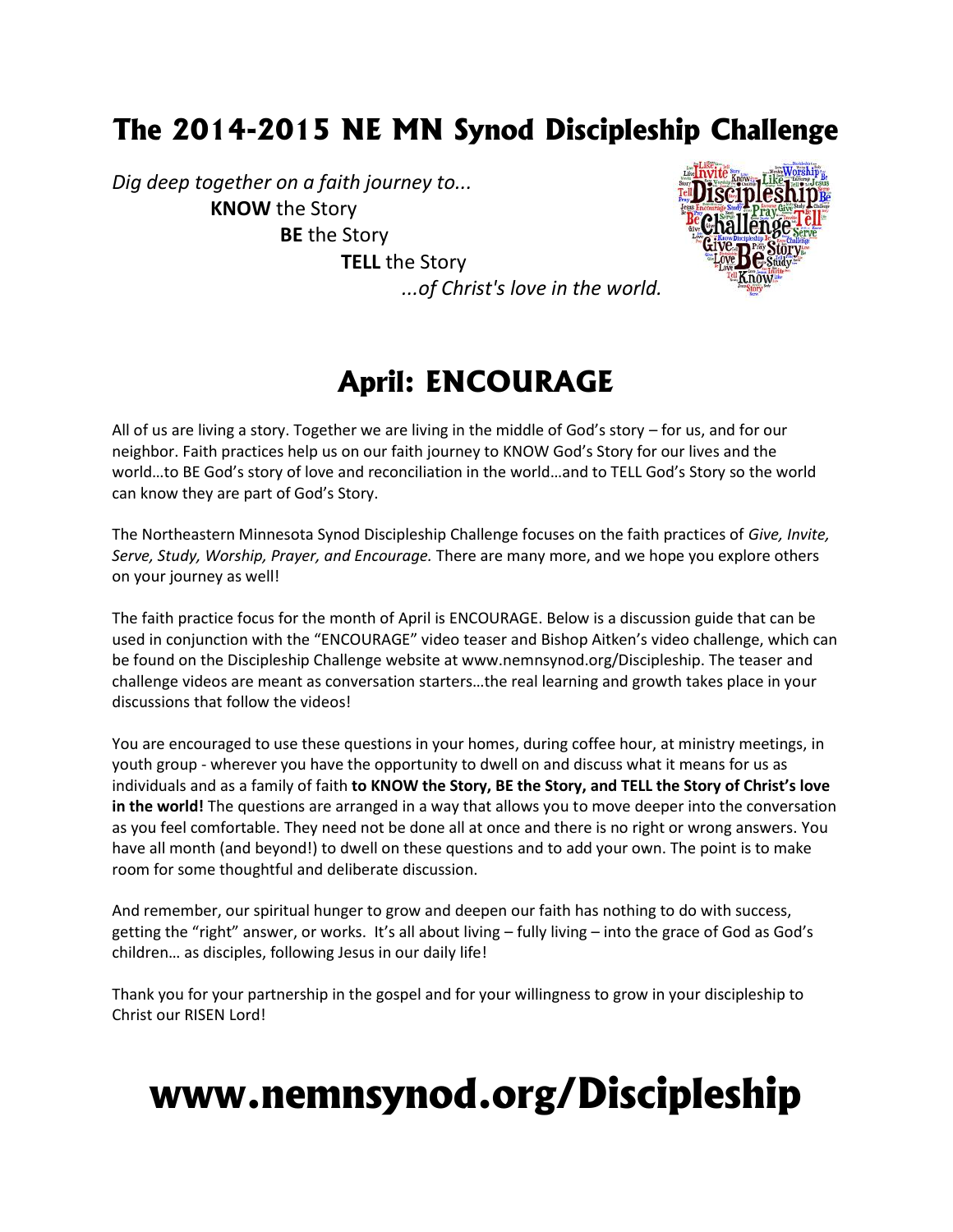# The 2014-2015 NE MN Synod Discipleship Challenge

*Dig deep together on a faith journey to...*

**KNOW** the Story

**BE** the Story

**TELL** the Story

*...of Christ's love in the world.*

## April: ENCOURAGE

All of us are living a story. Together we are living in the middle of God's story – for us, and for our neighbor. Faith practices help us on our faith journey to KNOW God's Story for our lives and the world…to BE God's story of love and reconciliation in the world…and to TELL God's Story so the world can know they are part of God's Story.

The Northeastern Minnesota Synod Discipleship Challenge focuses on the faith practices of *Give, Invite, Serve, Study, Worship, Prayer, and Encourage.* There are many more, and we hope you explore others on your journey as well!

The faith practice focus for the month of April is ENCOURAGE. Below is a discussion guide that can be used in conjunction with the "ENCOURAGE" video teaser and Bishop Aitken's video challenge, which can be found on the Discipleship Challenge website at www.nemnsynod.org/Discipleship. The teaser and challenge videos are meant as conversation starters…the real learning and growth takes place in your discussions that follow the videos!

You are encouraged to use these questions in your homes, during coffee hour, at ministry meetings, in youth group - wherever you have the opportunity to dwell on and discuss what it means for us as individuals and as a family of faith **to KNOW the Story, BE the Story, and TELL the Story of Christ's love in the world!** The questions are arranged in a way that allows you to move deeper into the conversation as you feel comfortable. They need not be done all at once and there is no right or wrong answers. You have all month (and beyond!) to dwell on these questions and to add your own. The point is to make room for some thoughtful and deliberate discussion.

And remember, our spiritual hunger to grow and deepen our faith has nothing to do with success, getting the "right" answer, or works. It's all about living – fully living – into the grace of God as God's children… as disciples, following Jesus in our daily life!

Thank you for your partnership in the gospel and for your willingness to grow in your discipleship to Christ our RISEN Lord!

# www.nemnsynod.org/Discipleship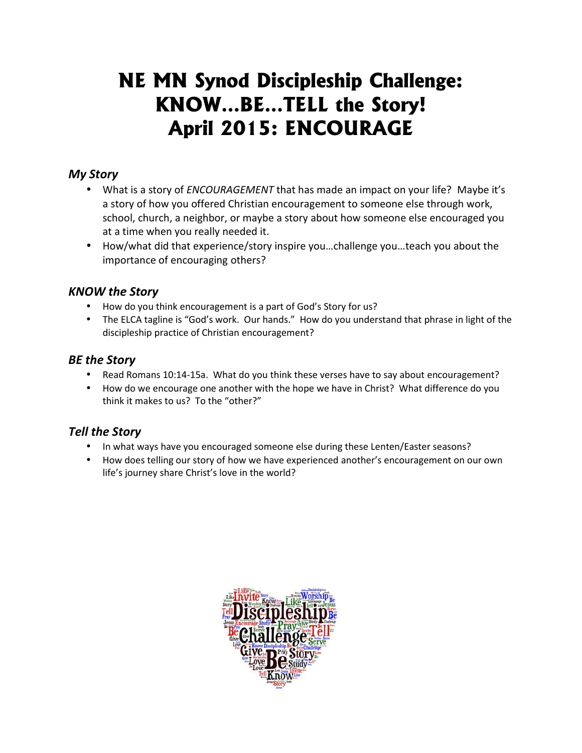# NE MN Synod Discipleship Challenge: KNOW…BE…TELL the Story! April 2015: ENCOURAGE

### *My Story*

- What is a story of *ENCOURAGEMENT* that has made an impact on your life? Maybe it's a story of how you offered Christian encouragement to someone else through work, school, church, a neighbor, or maybe a story about how someone else encouraged you at a time when you really needed it.
- How/what did that experience/story inspire you…challenge you…teach you about the importance of encouraging others?

### *KNOW the Story*

- How do you think encouragement is a part of God's Story for us?
- The ELCA tagline is "God's work. Our hands." How do you understand that phrase in light of the discipleship practice of Christian encouragement?

### *BE the Story*

- Read Romans 10:14-15a. What do you think these verses have to say about encouragement?
- How do we encourage one another with the hope we have in Christ? What difference do you think it makes to us? To the "other?"

### *Tell the Story*

- In what ways have you encouraged someone else during these Lenten/Easter seasons?
- How does telling our story of how we have experienced another's encouragement on our own life's journey share Christ's love in the world?